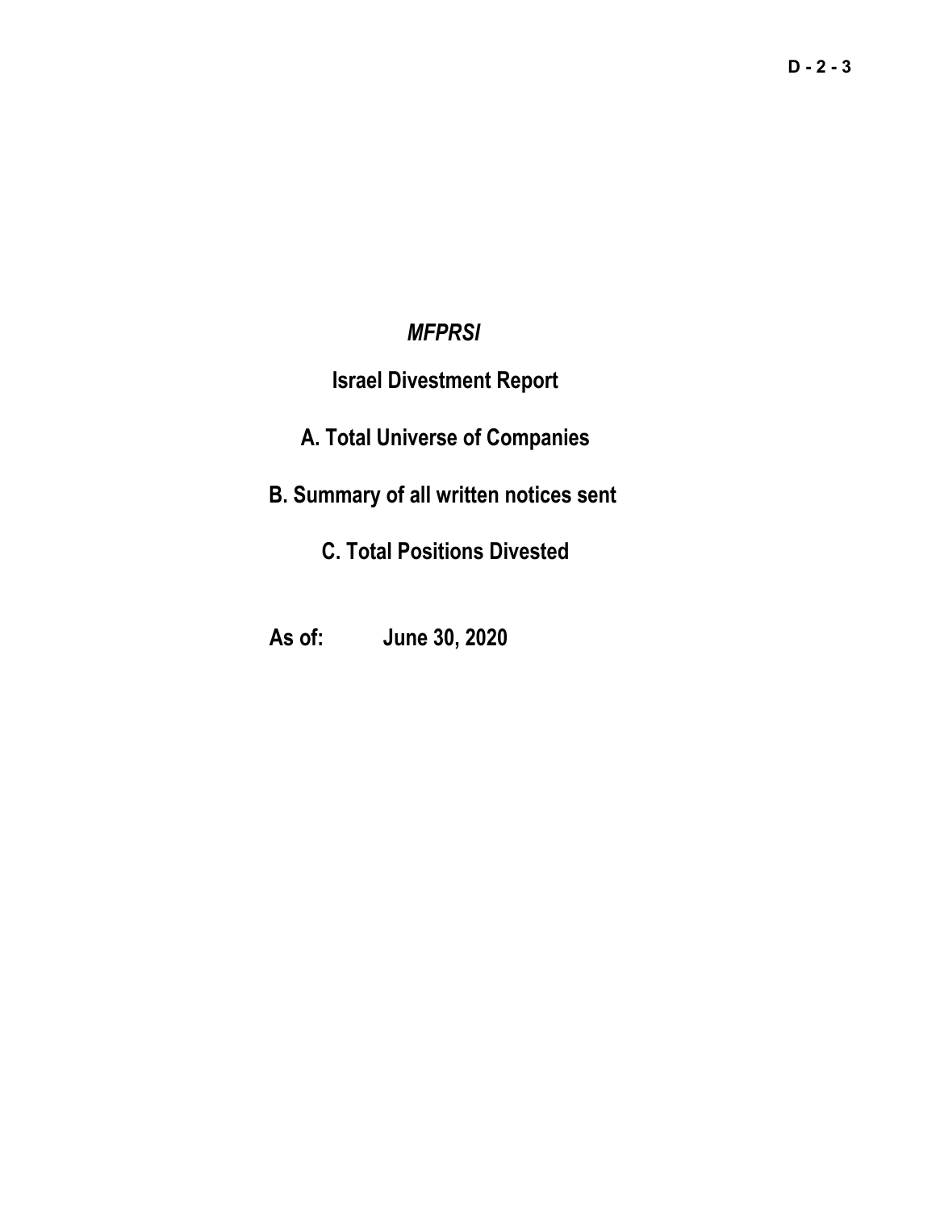# *MFPRSI*

## Israel Divestment Report

## A. Total Universe of Companies

## B. Summary of all written notices sent

## C. Total Positions Divested

**As of: June 30, 2020**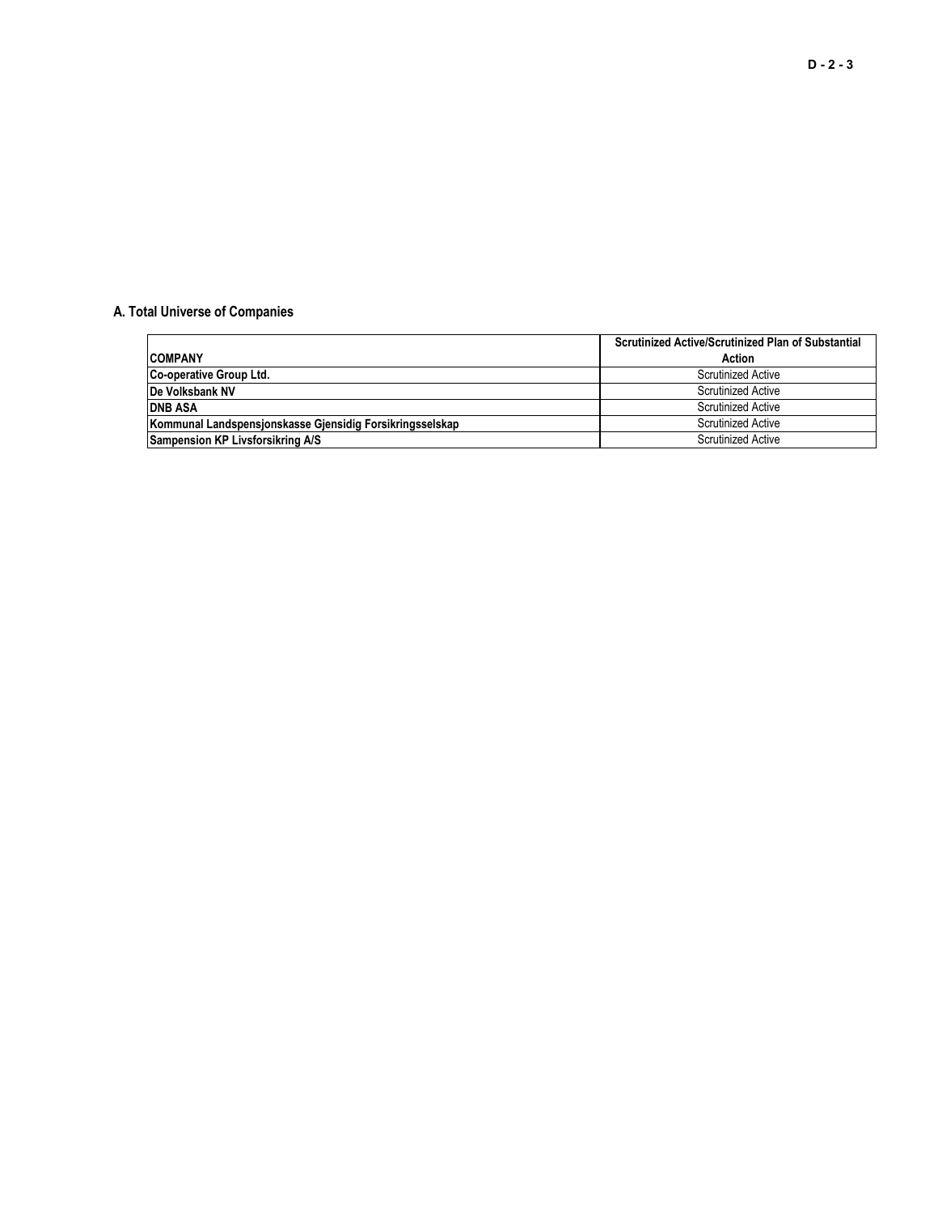### A. Total Universe of Companies

| COMPANY | Scrutinized Active/Scrutinized Plan of Substantial Action |
|---|---|
| **Co-operative Group Ltd.** | Scrutinized Active |
| **De Volksbank NV** | Scrutinized Active |
| **DNB ASA** | Scrutinized Active |
| **Kommunal Landspensjonskasse Gjensidig Forsikringsselskap** | Scrutinized Active |
| **Sampension KP Livsforsikring A/S** | Scrutinized Active |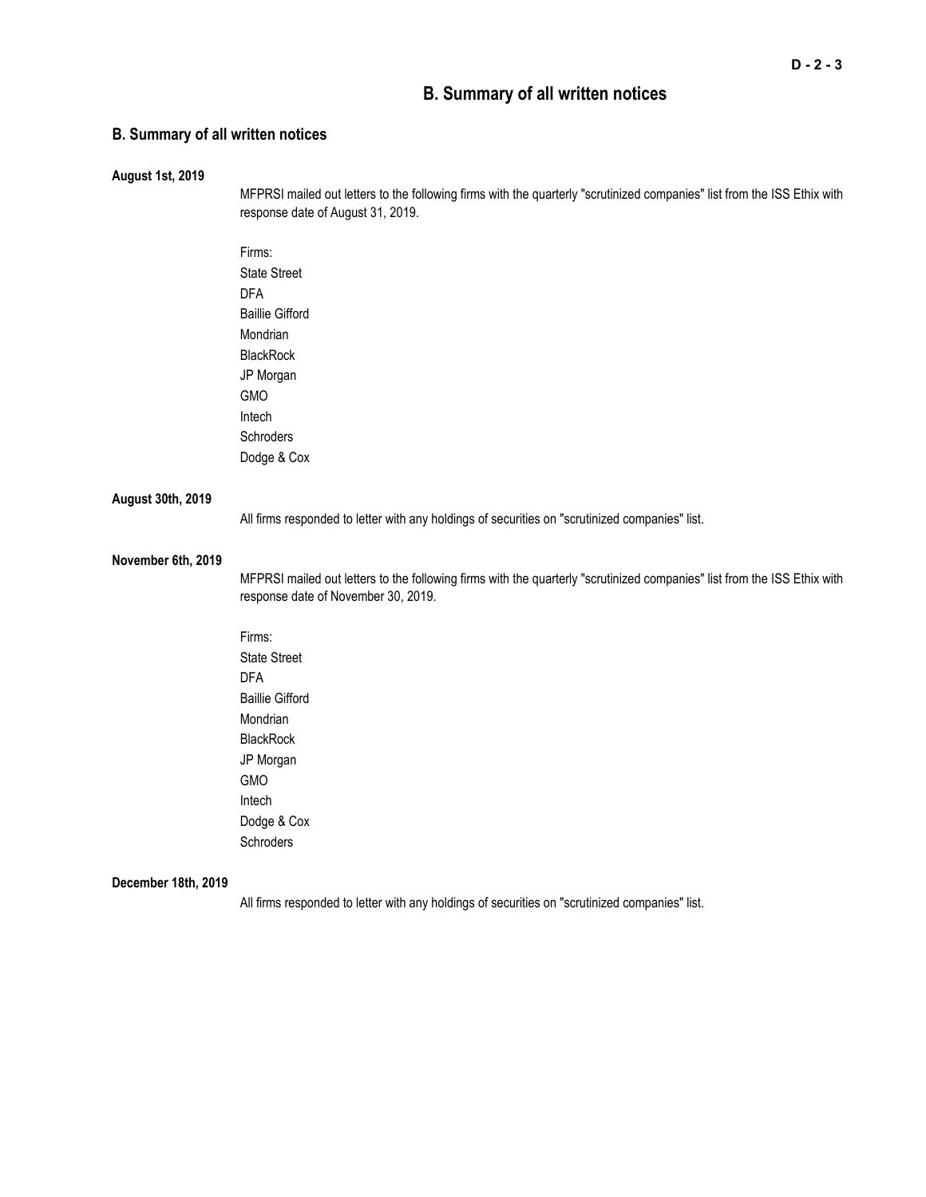# B. Summary of all written notices

## B. Summary of all written notices

**August 1st, 2019**

MFPRSI mailed out letters to the following firms with the quarterly "scrutinized companies" list from the ISS Ethix with response date of August 31, 2019.

Firms:
State Street
DFA
Baillie Gifford
Mondrian
BlackRock
JP Morgan
GMO
Intech
Schroders
Dodge & Cox

**August 30th, 2019**

All firms responded to letter with any holdings of securities on "scrutinized companies" list.

**November 6th, 2019**

MFPRSI mailed out letters to the following firms with the quarterly "scrutinized companies" list from the ISS Ethix with response date of November 30, 2019.

Firms:
State Street
DFA
Baillie Gifford
Mondrian
BlackRock
JP Morgan
GMO
Intech
Dodge & Cox
Schroders

**December 18th, 2019**

All firms responded to letter with any holdings of securities on "scrutinized companies" list.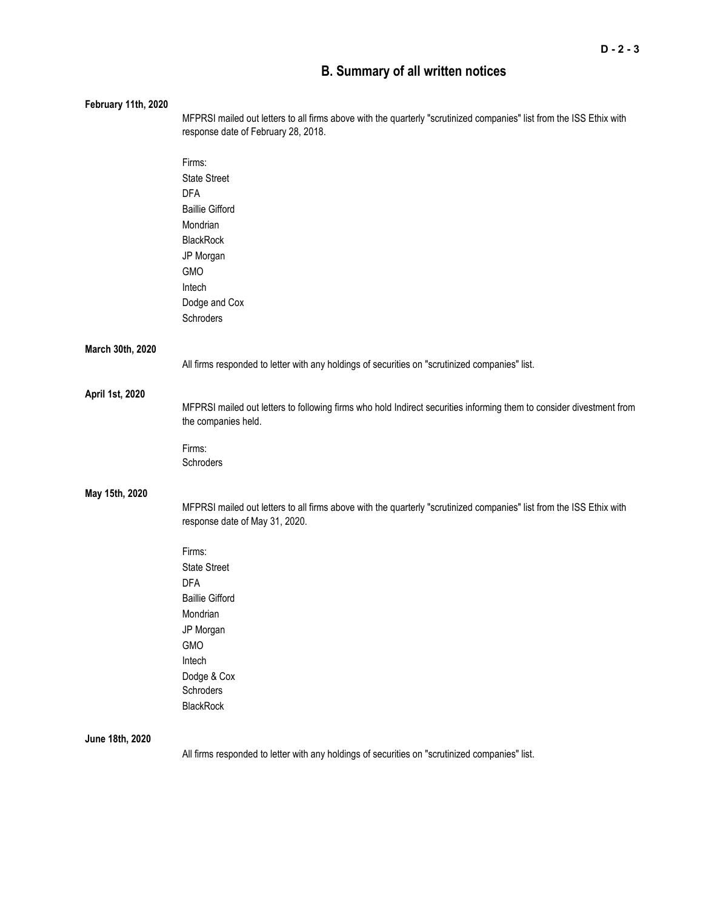## B. Summary of all written notices

**February 11th, 2020**

MFPRSI mailed out letters to all firms above with the quarterly "scrutinized companies" list from the ISS Ethix with response date of February 28, 2018.

Firms:
State Street
DFA
Baillie Gifford
Mondrian
BlackRock
JP Morgan
GMO
Intech
Dodge and Cox
Schroders

**March 30th, 2020**

All firms responded to letter with any holdings of securities on "scrutinized companies" list.

**April 1st, 2020**

MFPRSI mailed out letters to following firms who hold Indirect securities informing them to consider divestment from the companies held.

Firms:
Schroders

**May 15th, 2020**

MFPRSI mailed out letters to all firms above with the quarterly "scrutinized companies" list from the ISS Ethix with response date of May 31, 2020.

Firms:
State Street
DFA
Baillie Gifford
Mondrian
JP Morgan
GMO
Intech
Dodge & Cox
Schroders
BlackRock

**June 18th, 2020**

All firms responded to letter with any holdings of securities on "scrutinized companies" list.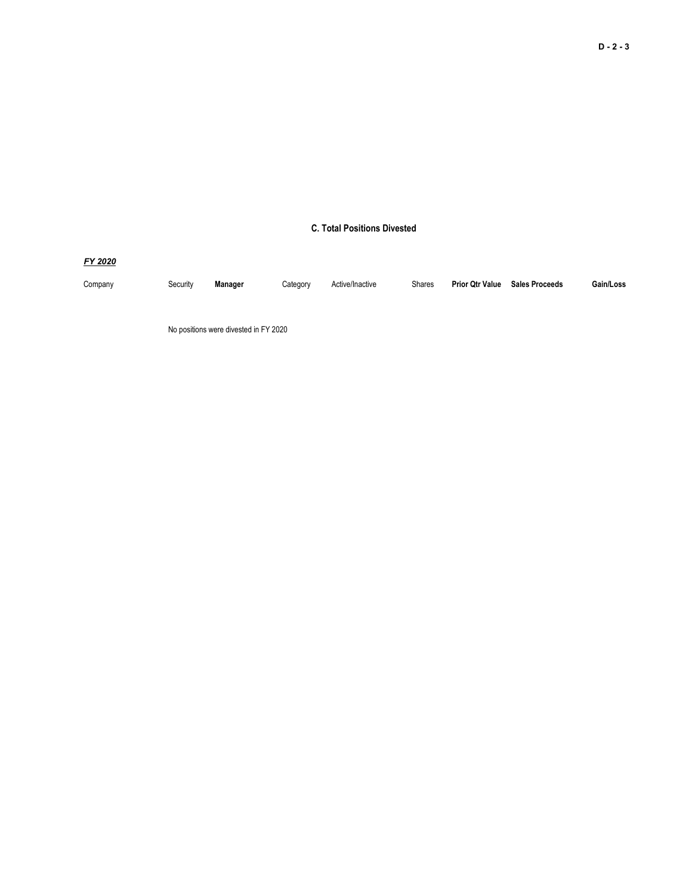## C. Total Positions Divested

***FY 2020***

| Company | Security | **Manager** | Category | Active/Inactive | Shares | **Prior Qtr Value** | **Sales Proceeds** | **Gain/Loss** |
|---|---|---|---|---|---|---|---|---|

No positions were divested in FY 2020